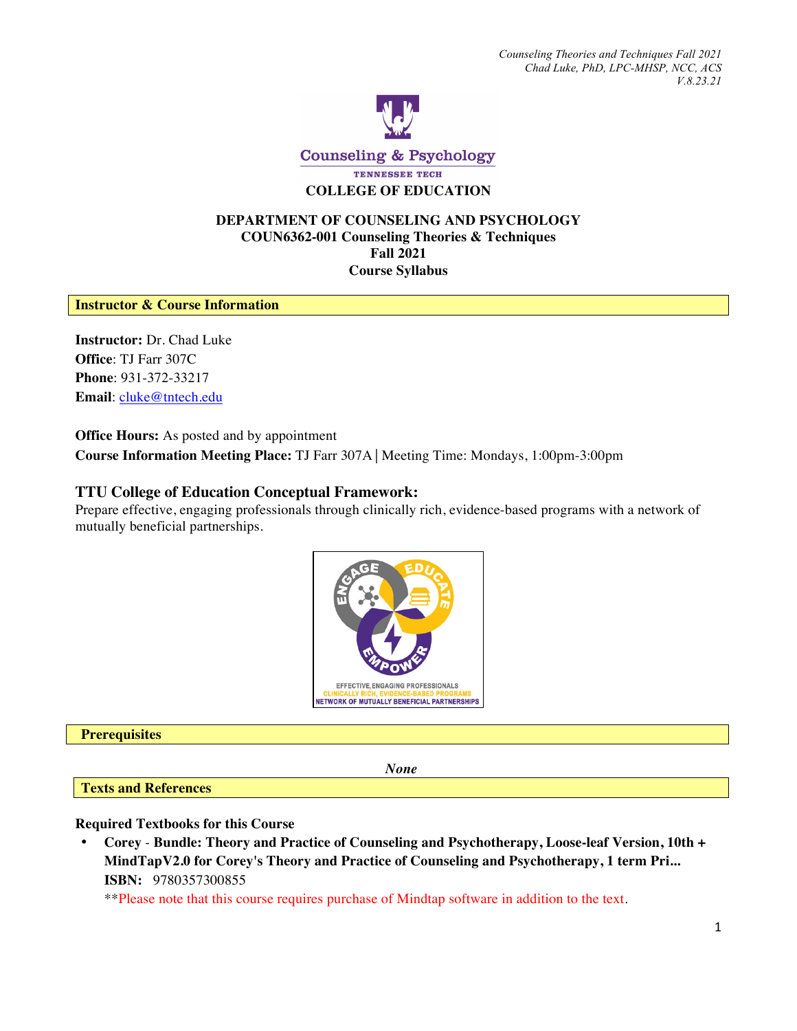COLLEGE OF EDUCATION

**DEPARTMENT OF COUNSELING AND PSYCHOLOGY**
**COUN6362-001 Counseling Theories & Techniques**
**Fall 2021**
**Course Syllabus**

## Instructor & Course Information

**Instructor:** Dr. Chad Luke
**Office**: TJ Farr 307C
**Phone**: 931-372-33217
**Email**: cluke@tntech.edu

**Office Hours:** As posted and by appointment
**Course Information Meeting Place:** TJ Farr 307A | Meeting Time: Mondays, 1:00pm-3:00pm

### TTU College of Education Conceptual Framework:

Prepare effective, engaging professionals through clinically rich, evidence-based programs with a network of mutually beneficial partnerships.

## Prerequisites

*None*

## Texts and References

**Required Textbooks for this Course**

- **Corey - Bundle: Theory and Practice of Counseling and Psychotherapy, Loose-leaf Version, 10th + MindTapV2.0 for Corey's Theory and Practice of Counseling and Psychotherapy, 1 term Pri...**
  **ISBN:** 9780357300855
  **Please note that this course requires purchase of Mindtap software in addition to the text.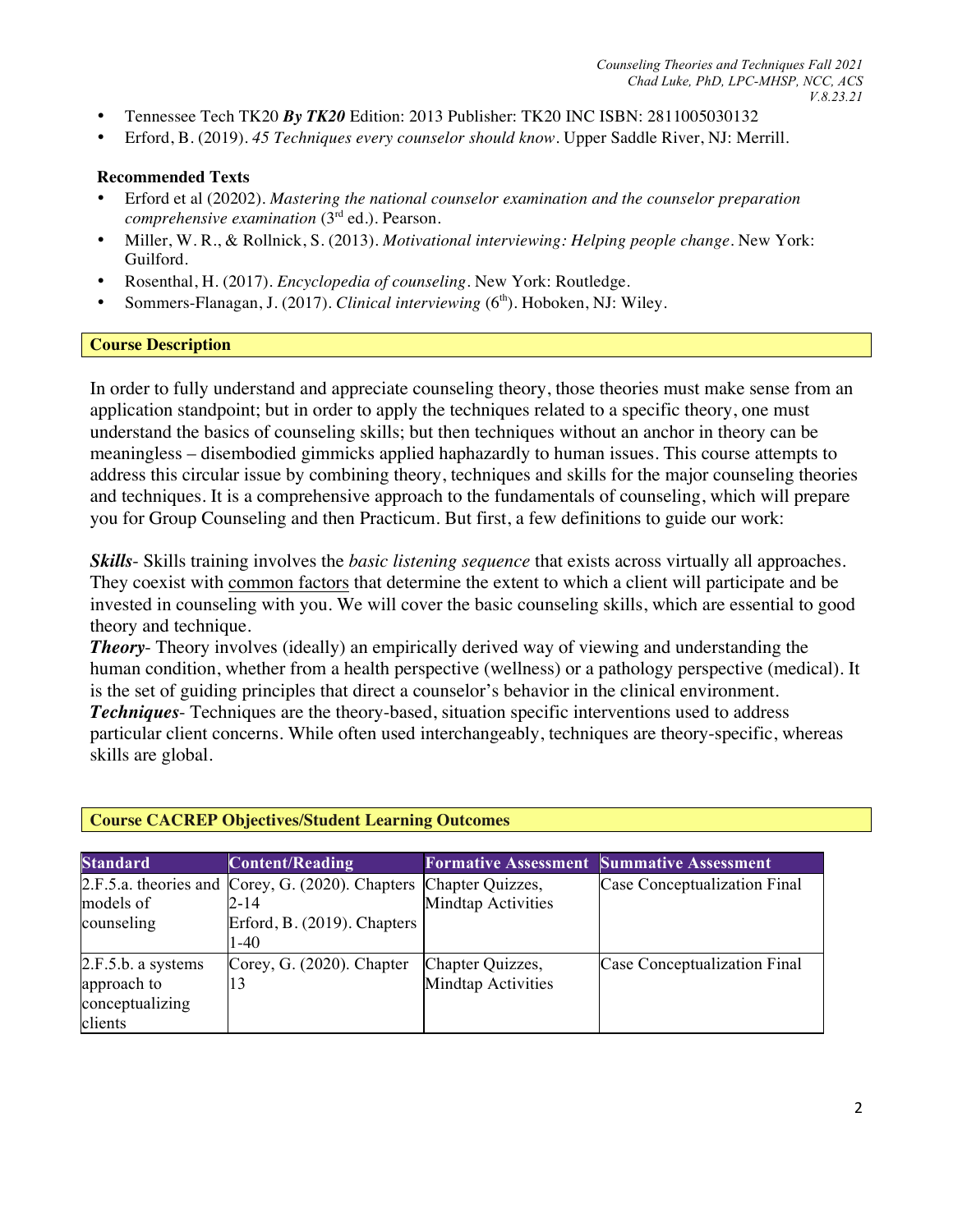- Tennessee Tech TK20 ***By TK20*** Edition: 2013 Publisher: TK20 INC ISBN: 2811005030132
- Erford, B. (2019). *45 Techniques every counselor should know*. Upper Saddle River, NJ: Merrill.

**Recommended Texts**

- Erford et al (20202). *Mastering the national counselor examination and the counselor preparation comprehensive examination* (3rd ed.). Pearson.
- Miller, W. R., & Rollnick, S. (2013). *Motivational interviewing: Helping people change*. New York: Guilford.
- Rosenthal, H. (2017). *Encyclopedia of counseling*. New York: Routledge.
- Sommers-Flanagan, J. (2017). *Clinical interviewing* (6th). Hoboken, NJ: Wiley.

## Course Description

In order to fully understand and appreciate counseling theory, those theories must make sense from an application standpoint; but in order to apply the techniques related to a specific theory, one must understand the basics of counseling skills; but then techniques without an anchor in theory can be meaningless – disembodied gimmicks applied haphazardly to human issues. This course attempts to address this circular issue by combining theory, techniques and skills for the major counseling theories and techniques. It is a comprehensive approach to the fundamentals of counseling, which will prepare you for Group Counseling and then Practicum. But first, a few definitions to guide our work:

***Skills***- Skills training involves the *basic listening sequence* that exists across virtually all approaches. They coexist with common factors that determine the extent to which a client will participate and be invested in counseling with you. We will cover the basic counseling skills, which are essential to good theory and technique.

***Theory***- Theory involves (ideally) an empirically derived way of viewing and understanding the human condition, whether from a health perspective (wellness) or a pathology perspective (medical). It is the set of guiding principles that direct a counselor's behavior in the clinical environment.

***Techniques***- Techniques are the theory-based, situation specific interventions used to address particular client concerns. While often used interchangeably, techniques are theory-specific, whereas skills are global.

## Course CACREP Objectives/Student Learning Outcomes

| Standard | Content/Reading | Formative Assessment | Summative Assessment |
|---|---|---|---|
| 2.F.5.a. theories and models of counseling | Corey, G. (2020). Chapters 2-14<br>Erford, B. (2019). Chapters 1-40 | Chapter Quizzes, Mindtap Activities | Case Conceptualization Final |
| 2.F.5.b. a systems approach to conceptualizing clients | Corey, G. (2020). Chapter 13 | Chapter Quizzes, Mindtap Activities | Case Conceptualization Final |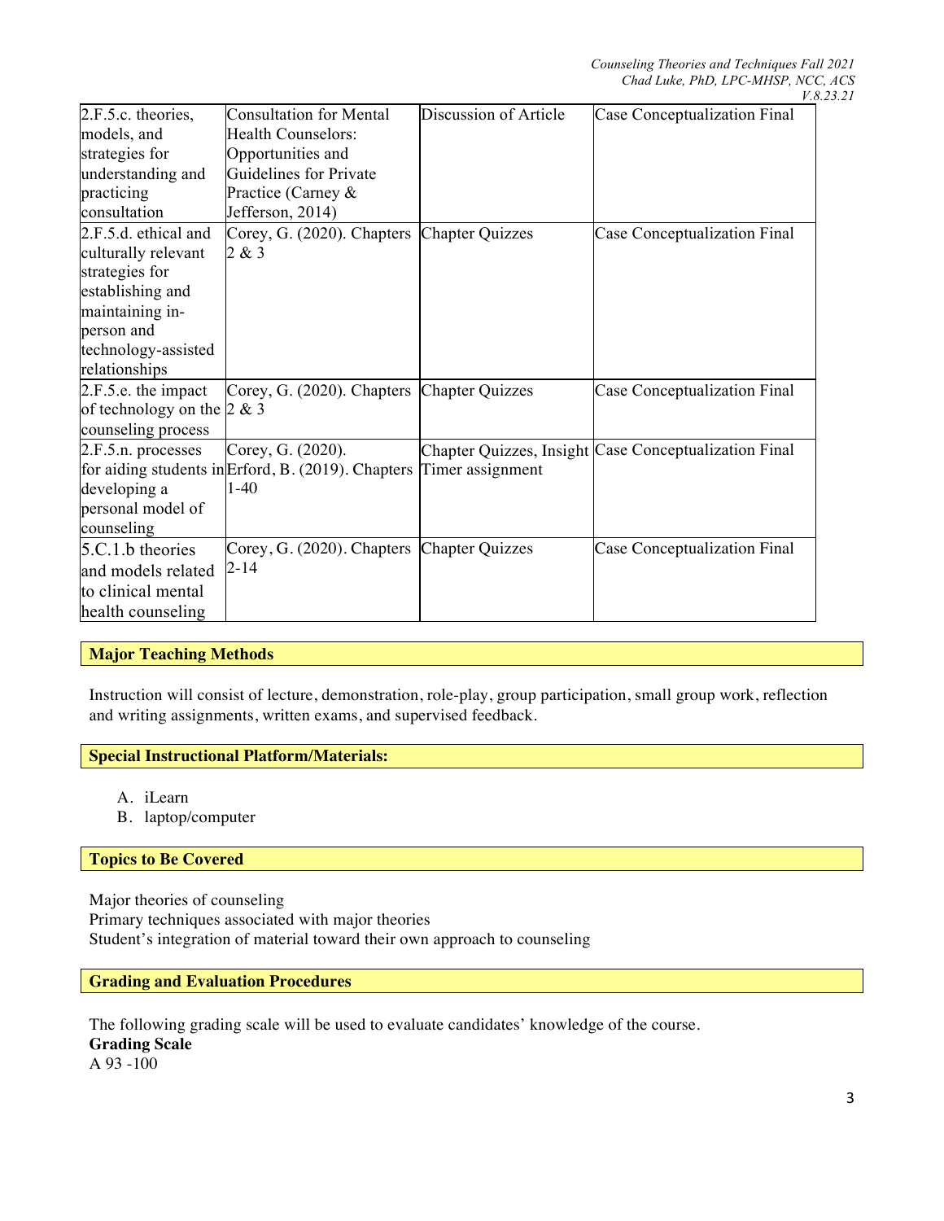| 2.F.5.c. theories, models, and strategies for understanding and practicing consultation | Consultation for Mental Health Counselors: Opportunities and Guidelines for Private Practice (Carney & Jefferson, 2014) | Discussion of Article | Case Conceptualization Final |
|---|---|---|---|
| 2.F.5.d. ethical and culturally relevant strategies for establishing and maintaining in-person and technology-assisted relationships | Corey, G. (2020). Chapters 2 & 3 | Chapter Quizzes | Case Conceptualization Final |
| 2.F.5.e. the impact of technology on the counseling process | Corey, G. (2020). Chapters 2 & 3 | Chapter Quizzes | Case Conceptualization Final |
| 2.F.5.n. processes for aiding students in developing a personal model of counseling | Corey, G. (2020). Erford, B. (2019). Chapters 1-40 | Chapter Quizzes, Insight Timer assignment | Case Conceptualization Final |
| 5.C.1.b theories and models related to clinical mental health counseling | Corey, G. (2020). Chapters 2-14 | Chapter Quizzes | Case Conceptualization Final |

## Major Teaching Methods

Instruction will consist of lecture, demonstration, role-play, group participation, small group work, reflection and writing assignments, written exams, and supervised feedback.

## Special Instructional Platform/Materials:

A. iLearn
B. laptop/computer

## Topics to Be Covered

Major theories of counseling
Primary techniques associated with major theories
Student's integration of material toward their own approach to counseling

## Grading and Evaluation Procedures

The following grading scale will be used to evaluate candidates' knowledge of the course.

**Grading Scale**
A 93 -100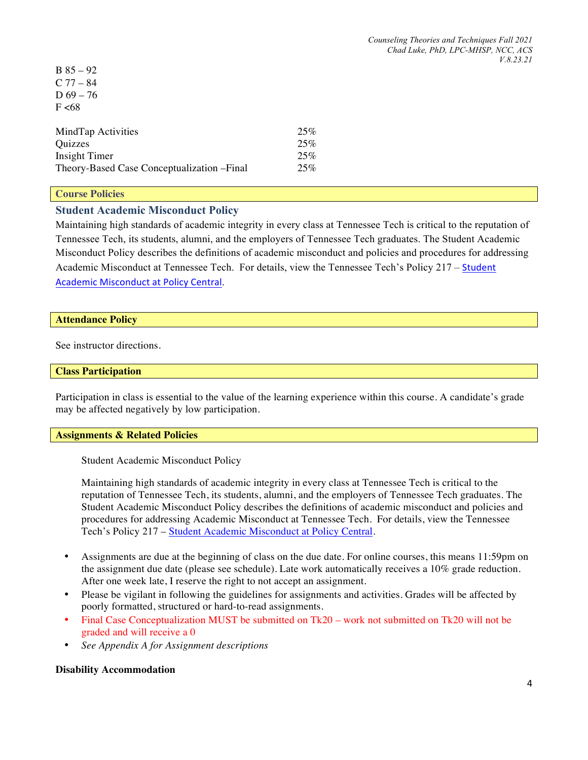B 85 – 92
C 77 – 84
D 69 – 76
F <68

| | |
|---|---|
| MindTap Activities | 25% |
| Quizzes | 25% |
| Insight Timer | 25% |
| Theory-Based Case Conceptualization –Final | 25% |

## Course Policies

### Student Academic Misconduct Policy

Maintaining high standards of academic integrity in every class at Tennessee Tech is critical to the reputation of Tennessee Tech, its students, alumni, and the employers of Tennessee Tech graduates. The Student Academic Misconduct Policy describes the definitions of academic misconduct and policies and procedures for addressing Academic Misconduct at Tennessee Tech. For details, view the Tennessee Tech's Policy 217 – Student Academic Misconduct at Policy Central.

## Attendance Policy

See instructor directions.

## Class Participation

Participation in class is essential to the value of the learning experience within this course. A candidate's grade may be affected negatively by low participation.

## Assignments & Related Policies

Student Academic Misconduct Policy

Maintaining high standards of academic integrity in every class at Tennessee Tech is critical to the reputation of Tennessee Tech, its students, alumni, and the employers of Tennessee Tech graduates. The Student Academic Misconduct Policy describes the definitions of academic misconduct and policies and procedures for addressing Academic Misconduct at Tennessee Tech. For details, view the Tennessee Tech's Policy 217 – Student Academic Misconduct at Policy Central.

- Assignments are due at the beginning of class on the due date. For online courses, this means 11:59pm on the assignment due date (please see schedule). Late work automatically receives a 10% grade reduction. After one week late, I reserve the right to not accept an assignment.
- Please be vigilant in following the guidelines for assignments and activities. Grades will be affected by poorly formatted, structured or hard-to-read assignments.
- Final Case Conceptualization MUST be submitted on Tk20 – work not submitted on Tk20 will not be graded and will receive a 0
- *See Appendix A for Assignment descriptions*

**Disability Accommodation**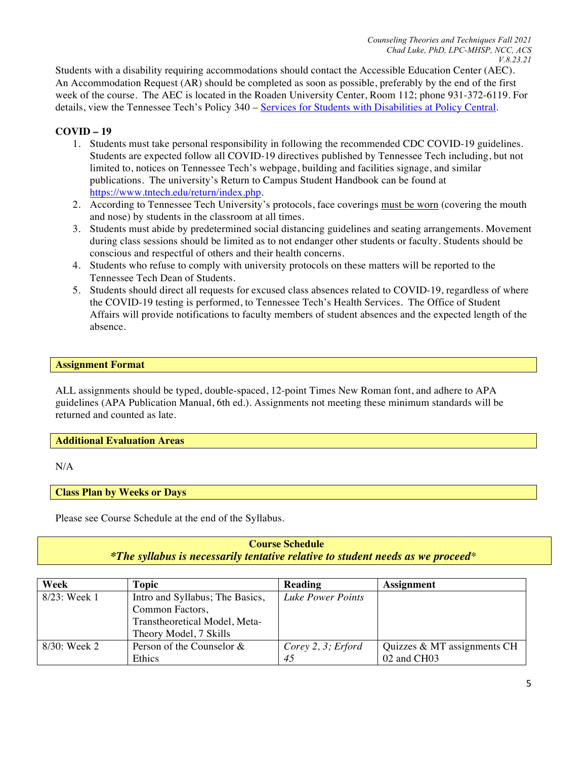Students with a disability requiring accommodations should contact the Accessible Education Center (AEC). An Accommodation Request (AR) should be completed as soon as possible, preferably by the end of the first week of the course. The AEC is located in the Roaden University Center, Room 112; phone 931-372-6119. For details, view the Tennessee Tech's Policy 340 – Services for Students with Disabilities at Policy Central.

**COVID – 19**

1. Students must take personal responsibility in following the recommended CDC COVID-19 guidelines. Students are expected follow all COVID-19 directives published by Tennessee Tech including, but not limited to, notices on Tennessee Tech's webpage, building and facilities signage, and similar publications. The university's Return to Campus Student Handbook can be found at https://www.tntech.edu/return/index.php.
2. According to Tennessee Tech University's protocols, face coverings must be worn (covering the mouth and nose) by students in the classroom at all times.
3. Students must abide by predetermined social distancing guidelines and seating arrangements. Movement during class sessions should be limited as to not endanger other students or faculty. Students should be conscious and respectful of others and their health concerns.
4. Students who refuse to comply with university protocols on these matters will be reported to the Tennessee Tech Dean of Students.
5. Students should direct all requests for excused class absences related to COVID-19, regardless of where the COVID-19 testing is performed, to Tennessee Tech's Health Services. The Office of Student Affairs will provide notifications to faculty members of student absences and the expected length of the absence.

## Assignment Format

ALL assignments should be typed, double-spaced, 12-point Times New Roman font, and adhere to APA guidelines (APA Publication Manual, 6th ed.). Assignments not meeting these minimum standards will be returned and counted as late.

## Additional Evaluation Areas

N/A

## Class Plan by Weeks or Days

Please see Course Schedule at the end of the Syllabus.

## Course Schedule

***The syllabus is necessarily tentative relative to student needs as we proceed***

| Week | Topic | Reading | Assignment |
|---|---|---|---|
| 8/23: Week 1 | Intro and Syllabus; The Basics, Common Factors, Transtheoretical Model, Meta-Theory Model, 7 Skills | *Luke Power Points* | |
| 8/30: Week 2 | Person of the Counselor & Ethics | *Corey 2, 3; Erford 45* | Quizzes & MT assignments CH 02 and CH03 |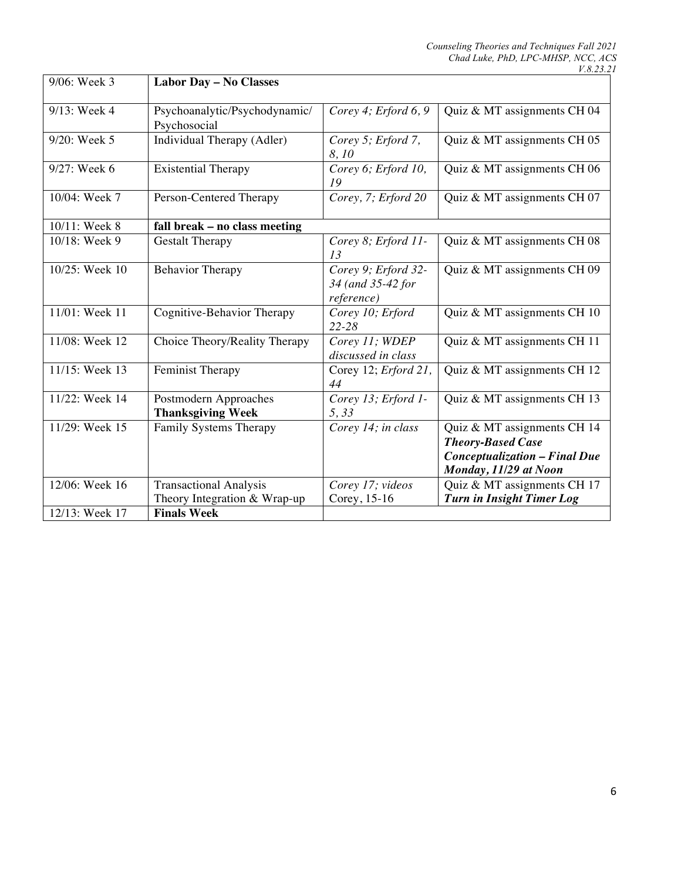| | | | |
|---|---|---|---|
| 9/06: Week 3 | **Labor Day – No Classes** | | |
| 9/13: Week 4 | Psychoanalytic/Psychodynamic/ Psychosocial | *Corey 4; Erford 6, 9* | Quiz & MT assignments CH 04 |
| 9/20: Week 5 | Individual Therapy (Adler) | *Corey 5; Erford 7, 8, 10* | Quiz & MT assignments CH 05 |
| 9/27: Week 6 | Existential Therapy | *Corey 6; Erford 10, 19* | Quiz & MT assignments CH 06 |
| 10/04: Week 7 | Person-Centered Therapy | *Corey, 7; Erford 20* | Quiz & MT assignments CH 07 |
| 10/11: Week 8 | **fall break – no class meeting** | | |
| 10/18: Week 9 | Gestalt Therapy | *Corey 8; Erford 11-13* | Quiz & MT assignments CH 08 |
| 10/25: Week 10 | Behavior Therapy | *Corey 9; Erford 32-34 (and 35-42 for reference)* | Quiz & MT assignments CH 09 |
| 11/01: Week 11 | Cognitive-Behavior Therapy | *Corey 10; Erford 22-28* | Quiz & MT assignments CH 10 |
| 11/08: Week 12 | Choice Theory/Reality Therapy | *Corey 11; WDEP discussed in class* | Quiz & MT assignments CH 11 |
| 11/15: Week 13 | Feminist Therapy | Corey 12; *Erford 21, 44* | Quiz & MT assignments CH 12 |
| 11/22: Week 14 | Postmodern Approaches **Thanksgiving Week** | *Corey 13; Erford 1-5, 33* | Quiz & MT assignments CH 13 |
| 11/29: Week 15 | Family Systems Therapy | *Corey 14; in class* | Quiz & MT assignments CH 14 ***Theory-Based Case Conceptualization – Final Due Monday, 11/29 at Noon*** |
| 12/06: Week 16 | Transactional Analysis Theory Integration & Wrap-up | *Corey 17; videos* Corey, 15-16 | Quiz & MT assignments CH 17 ***Turn in Insight Timer Log*** |
| 12/13: Week 17 | **Finals Week** | | |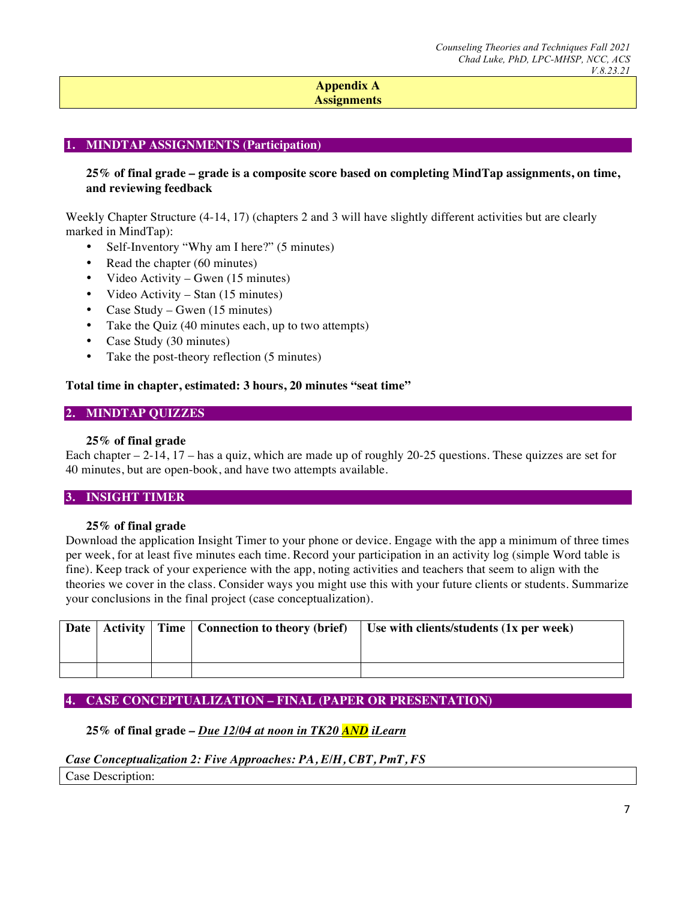# Appendix A
# Assignments

## 1. MINDTAP ASSIGNMENTS (Participation)

**25% of final grade – grade is a composite score based on completing MindTap assignments, on time, and reviewing feedback**

Weekly Chapter Structure (4-14, 17) (chapters 2 and 3 will have slightly different activities but are clearly marked in MindTap):

- Self-Inventory "Why am I here?" (5 minutes)
- Read the chapter (60 minutes)
- Video Activity – Gwen (15 minutes)
- Video Activity – Stan (15 minutes)
- Case Study – Gwen (15 minutes)
- Take the Quiz (40 minutes each, up to two attempts)
- Case Study (30 minutes)
- Take the post-theory reflection (5 minutes)

**Total time in chapter, estimated: 3 hours, 20 minutes "seat time"**

## 2. MINDTAP QUIZZES

**25% of final grade**

Each chapter – 2-14, 17 – has a quiz, which are made up of roughly 20-25 questions. These quizzes are set for 40 minutes, but are open-book, and have two attempts available.

## 3. INSIGHT TIMER

**25% of final grade**

Download the application Insight Timer to your phone or device. Engage with the app a minimum of three times per week, for at least five minutes each time. Record your participation in an activity log (simple Word table is fine). Keep track of your experience with the app, noting activities and teachers that seem to align with the theories we cover in the class. Consider ways you might use this with your future clients or students. Summarize your conclusions in the final project (case conceptualization).

| Date | Activity | Time | Connection to theory (brief) | Use with clients/students (1x per week) |
|---|---|---|---|---|
| | | | | |

## 4. CASE CONCEPTUALIZATION – FINAL (PAPER OR PRESENTATION)

**25% of final grade –** ***Due 12/04 at noon in TK20 AND iLearn***

***Case Conceptualization 2: Five Approaches: PA, E/H, CBT, PmT, FS***

| Case Description: |
|---|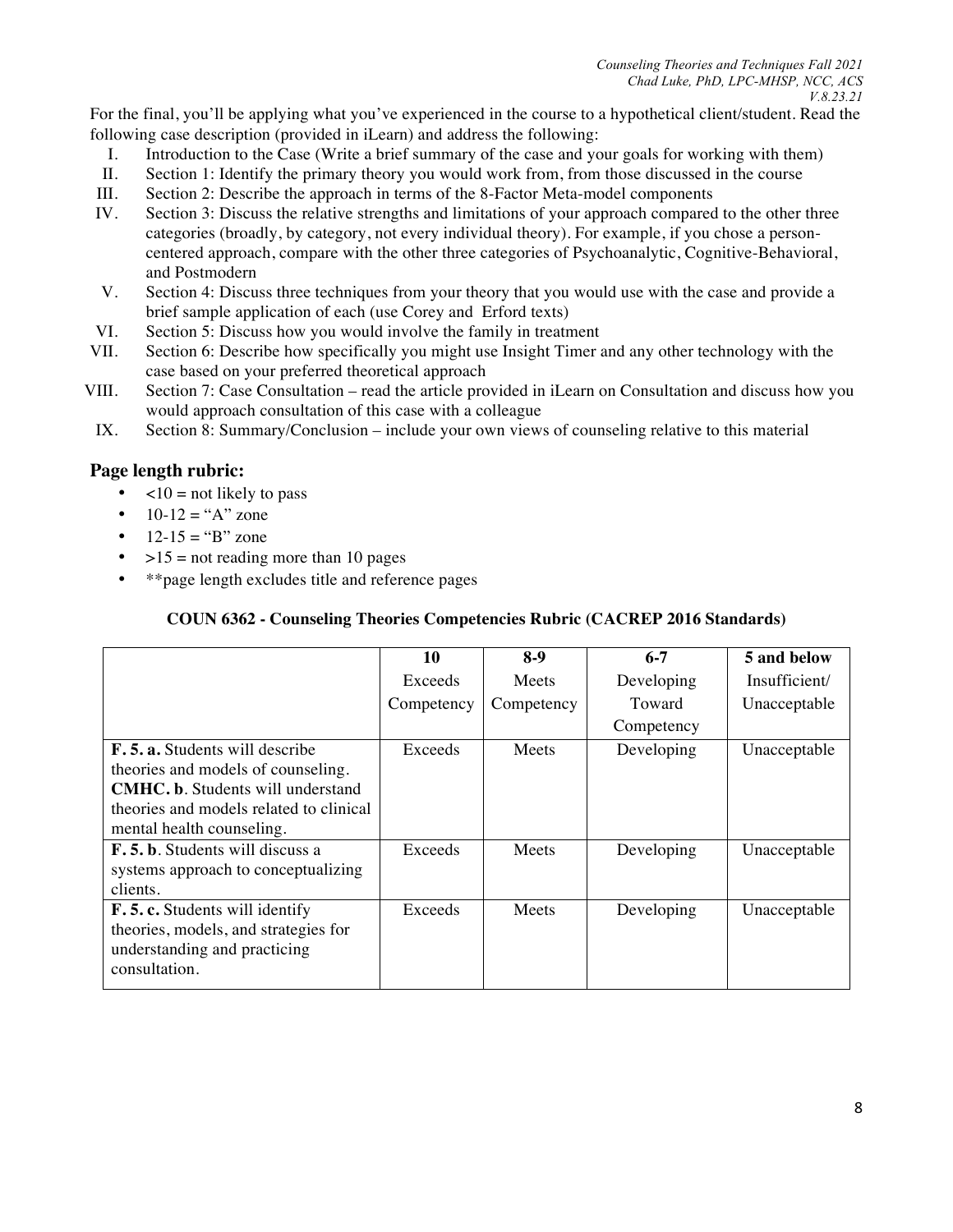For the final, you'll be applying what you've experienced in the course to a hypothetical client/student. Read the following case description (provided in iLearn) and address the following:

I. Introduction to the Case (Write a brief summary of the case and your goals for working with them)
II. Section 1: Identify the primary theory you would work from, from those discussed in the course
III. Section 2: Describe the approach in terms of the 8-Factor Meta-model components
IV. Section 3: Discuss the relative strengths and limitations of your approach compared to the other three categories (broadly, by category, not every individual theory). For example, if you chose a person-centered approach, compare with the other three categories of Psychoanalytic, Cognitive-Behavioral, and Postmodern
V. Section 4: Discuss three techniques from your theory that you would use with the case and provide a brief sample application of each (use Corey and Erford texts)
VI. Section 5: Discuss how you would involve the family in treatment
VII. Section 6: Describe how specifically you might use Insight Timer and any other technology with the case based on your preferred theoretical approach
VIII. Section 7: Case Consultation – read the article provided in iLearn on Consultation and discuss how you would approach consultation of this case with a colleague
IX. Section 8: Summary/Conclusion – include your own views of counseling relative to this material

## Page length rubric:

- <10 = not likely to pass
- 10-12 = "A" zone
- 12-15 = "B" zone
- >15 = not reading more than 10 pages
- **page length excludes title and reference pages

### COUN 6362 - Counseling Theories Competencies Rubric (CACREP 2016 Standards)

| | **10** Exceeds Competency | **8-9** Meets Competency | **6-7** Developing Toward Competency | **5 and below** Insufficient/ Unacceptable |
|---|---|---|---|---|
| **F. 5. a.** Students will describe theories and models of counseling. **CMHC. b**. Students will understand theories and models related to clinical mental health counseling. | Exceeds | Meets | Developing | Unacceptable |
| **F. 5. b**. Students will discuss a systems approach to conceptualizing clients. | Exceeds | Meets | Developing | Unacceptable |
| **F. 5. c.** Students will identify theories, models, and strategies for understanding and practicing consultation. | Exceeds | Meets | Developing | Unacceptable |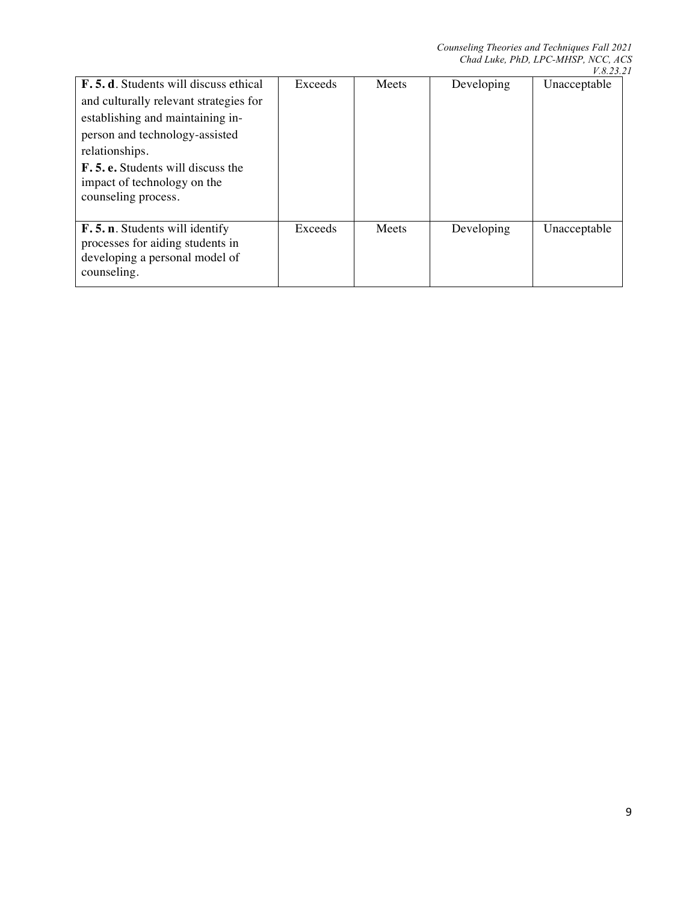| | | | | |
|---|---|---|---|---|
| **F. 5. d**. Students will discuss ethical and culturally relevant strategies for establishing and maintaining in-person and technology-assisted relationships.<br>**F. 5. e.** Students will discuss the impact of technology on the counseling process. | Exceeds | Meets | Developing | Unacceptable |
| **F. 5. n**. Students will identify processes for aiding students in developing a personal model of counseling. | Exceeds | Meets | Developing | Unacceptable |